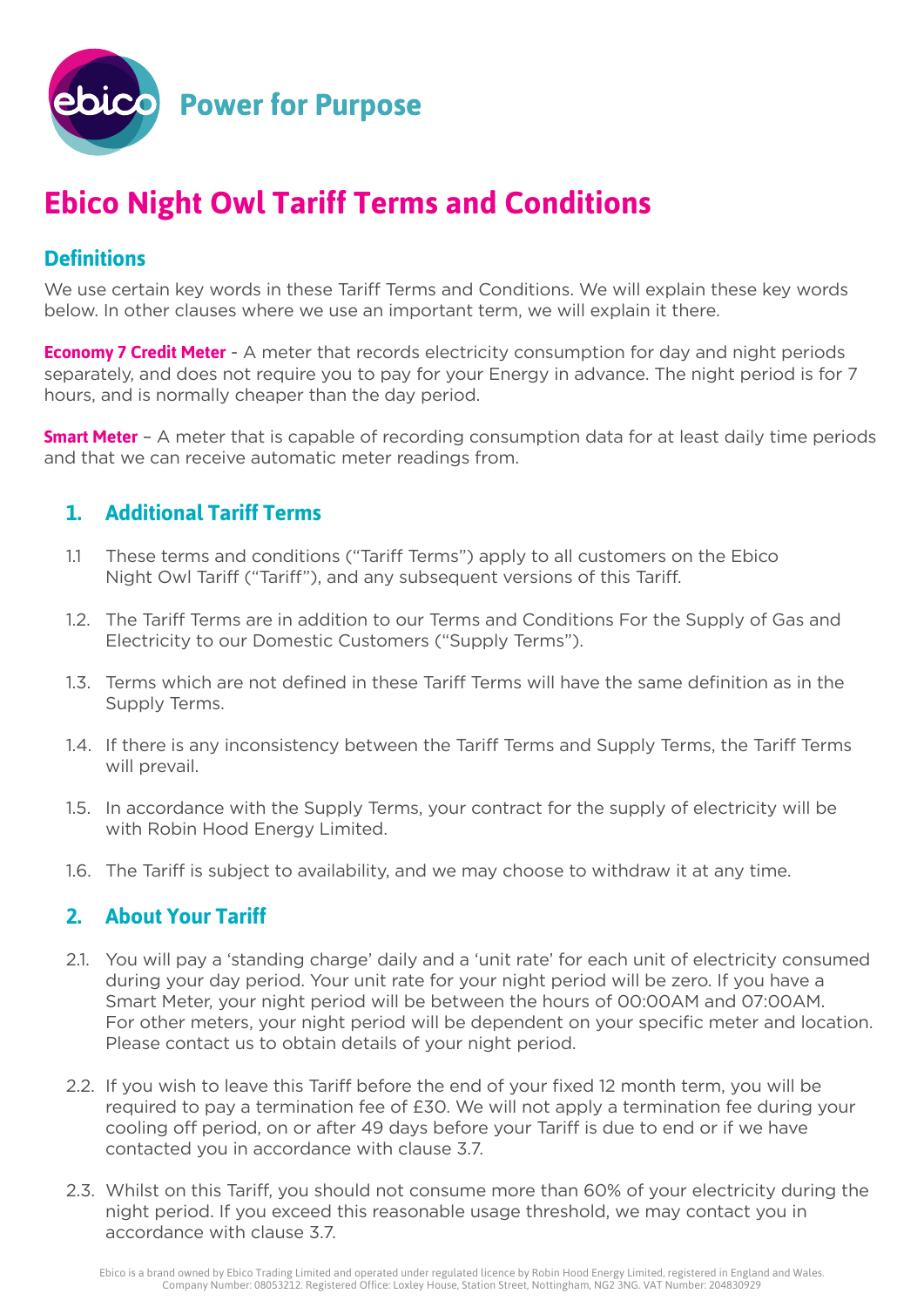Power for Purpose

# Ebico Night Owl Tariff Terms and Conditions

## Definitions

We use certain key words in these Tariff Terms and Conditions. We will explain these key words below. In other clauses where we use an important term, we will explain it there.

**Economy 7 Credit Meter** - A meter that records electricity consumption for day and night periods separately, and does not require you to pay for your Energy in advance. The night period is for 7 hours, and is normally cheaper than the day period.

**Smart Meter** – A meter that is capable of recording consumption data for at least daily time periods and that we can receive automatic meter readings from.

## 1. Additional Tariff Terms

1.1 These terms and conditions ("Tariff Terms") apply to all customers on the Ebico Night Owl Tariff ("Tariff"), and any subsequent versions of this Tariff.

1.2. The Tariff Terms are in addition to our Terms and Conditions For the Supply of Gas and Electricity to our Domestic Customers ("Supply Terms").

1.3. Terms which are not defined in these Tariff Terms will have the same definition as in the Supply Terms.

1.4. If there is any inconsistency between the Tariff Terms and Supply Terms, the Tariff Terms will prevail.

1.5. In accordance with the Supply Terms, your contract for the supply of electricity will be with Robin Hood Energy Limited.

1.6. The Tariff is subject to availability, and we may choose to withdraw it at any time.

## 2. About Your Tariff

2.1. You will pay a 'standing charge' daily and a 'unit rate' for each unit of electricity consumed during your day period. Your unit rate for your night period will be zero. If you have a Smart Meter, your night period will be between the hours of 00:00AM and 07:00AM. For other meters, your night period will be dependent on your specific meter and location. Please contact us to obtain details of your night period.

2.2. If you wish to leave this Tariff before the end of your fixed 12 month term, you will be required to pay a termination fee of £30. We will not apply a termination fee during your cooling off period, on or after 49 days before your Tariff is due to end or if we have contacted you in accordance with clause 3.7.

2.3. Whilst on this Tariff, you should not consume more than 60% of your electricity during the night period. If you exceed this reasonable usage threshold, we may contact you in accordance with clause 3.7.

Ebico is a brand owned by Ebico Trading Limited and operated under regulated licence by Robin Hood Energy Limited, registered in England and Wales. Company Number: 08053212. Registered Office: Loxley House, Station Street, Nottingham, NG2 3NG. VAT Number: 204830929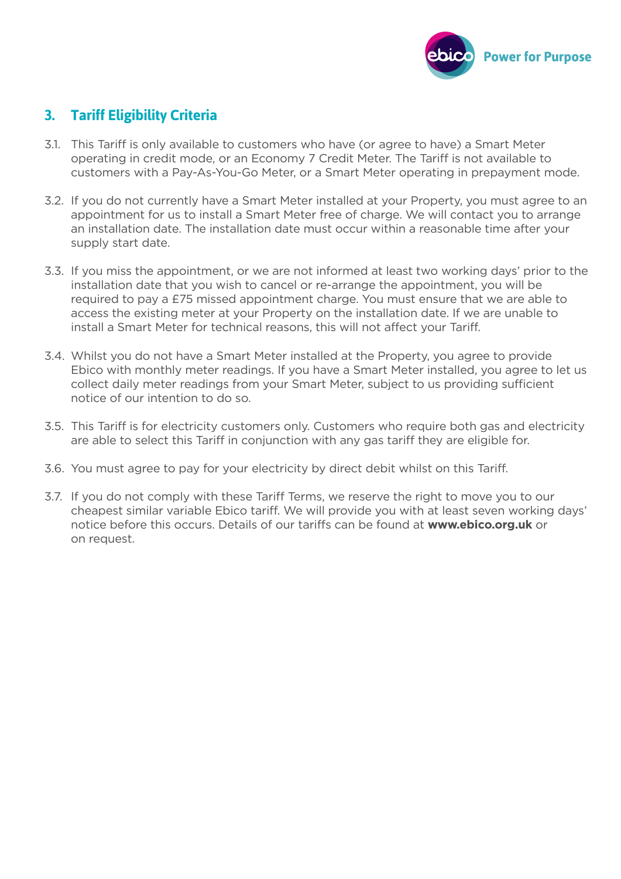## 3. Tariff Eligibility Criteria

3.1. This Tariff is only available to customers who have (or agree to have) a Smart Meter operating in credit mode, or an Economy 7 Credit Meter. The Tariff is not available to customers with a Pay-As-You-Go Meter, or a Smart Meter operating in prepayment mode.

3.2. If you do not currently have a Smart Meter installed at your Property, you must agree to an appointment for us to install a Smart Meter free of charge. We will contact you to arrange an installation date. The installation date must occur within a reasonable time after your supply start date.

3.3. If you miss the appointment, or we are not informed at least two working days' prior to the installation date that you wish to cancel or re-arrange the appointment, you will be required to pay a £75 missed appointment charge. You must ensure that we are able to access the existing meter at your Property on the installation date. If we are unable to install a Smart Meter for technical reasons, this will not affect your Tariff.

3.4. Whilst you do not have a Smart Meter installed at the Property, you agree to provide Ebico with monthly meter readings. If you have a Smart Meter installed, you agree to let us collect daily meter readings from your Smart Meter, subject to us providing sufficient notice of our intention to do so.

3.5. This Tariff is for electricity customers only. Customers who require both gas and electricity are able to select this Tariff in conjunction with any gas tariff they are eligible for.

3.6. You must agree to pay for your electricity by direct debit whilst on this Tariff.

3.7. If you do not comply with these Tariff Terms, we reserve the right to move you to our cheapest similar variable Ebico tariff. We will provide you with at least seven working days' notice before this occurs. Details of our tariffs can be found at **www.ebico.org.uk** or on request.